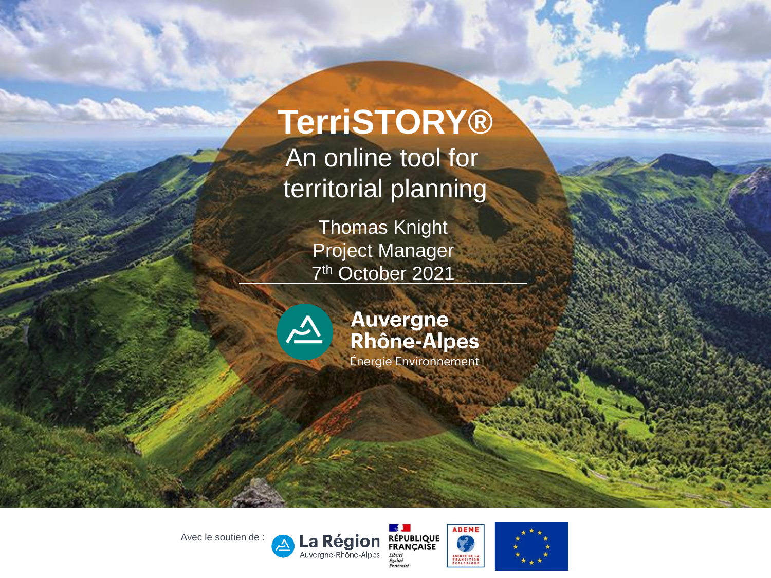# TerriSTORY®

An online tool for territorial planning

Thomas Knight
Project Manager
7th October 2021

Auvergne Rhône-Alpes
Énergie Environnement

Avec le soutien de : La Région Auvergne-Rhône-Alpes, République Française (Liberté Égalité Fraternité), ADEME (Agence de la Transition Écologique)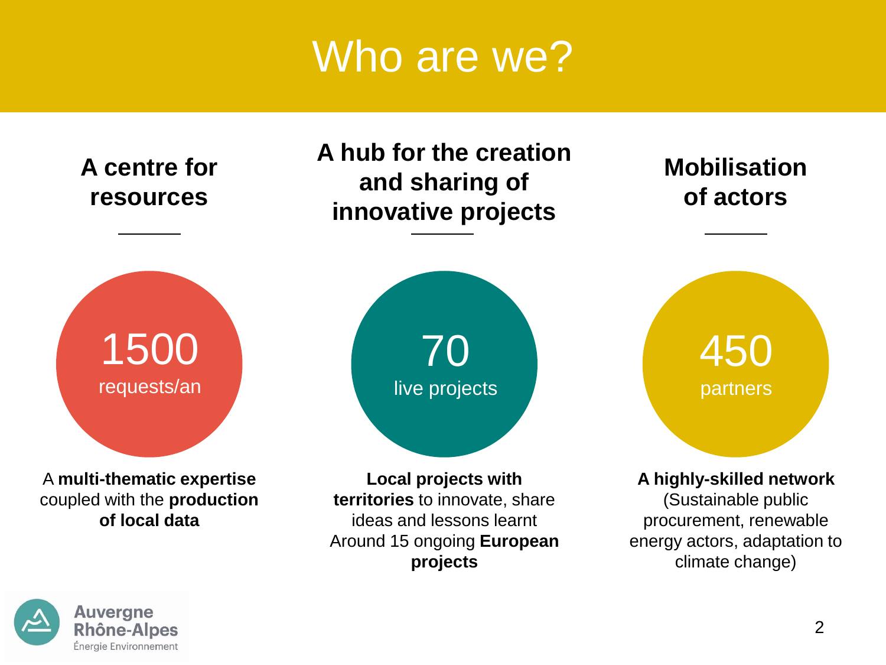# Who are we?

## A centre for resources

**1500**
requests/an

A **multi-thematic expertise** coupled with the **production of local data**

## A hub for the creation and sharing of innovative projects

**70**
live projects

**Local projects with territories** to innovate, share ideas and lessons learnt
Around 15 ongoing **European projects**

## Mobilisation of actors

**450**
partners

**A highly-skilled network** (Sustainable public procurement, renewable energy actors, adaptation to climate change)

Auvergne Rhône-Alpes Énergie Environnement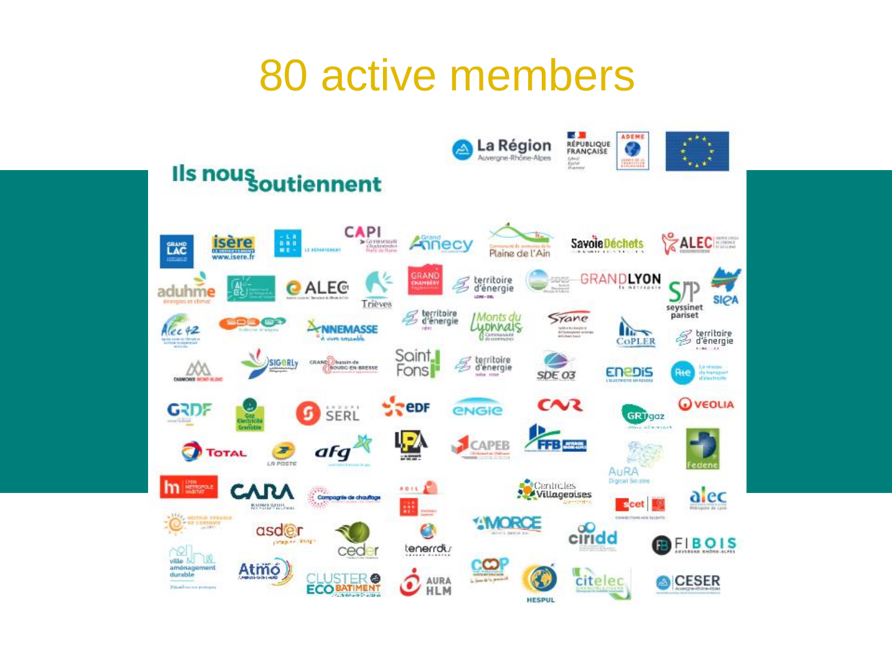# 80 active members

Ils nous soutiennent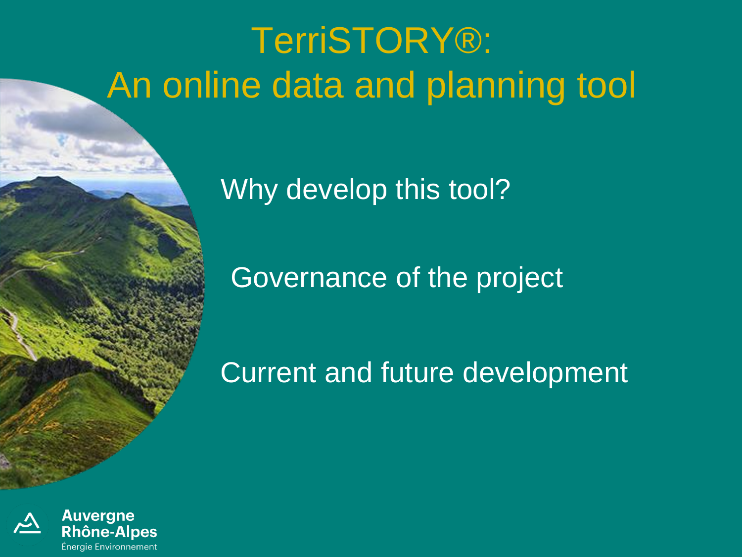# TerriSTORY®: An online data and planning tool

Why develop this tool?

Governance of the project

Current and future development

Auvergne Rhône-Alpes Énergie Environnement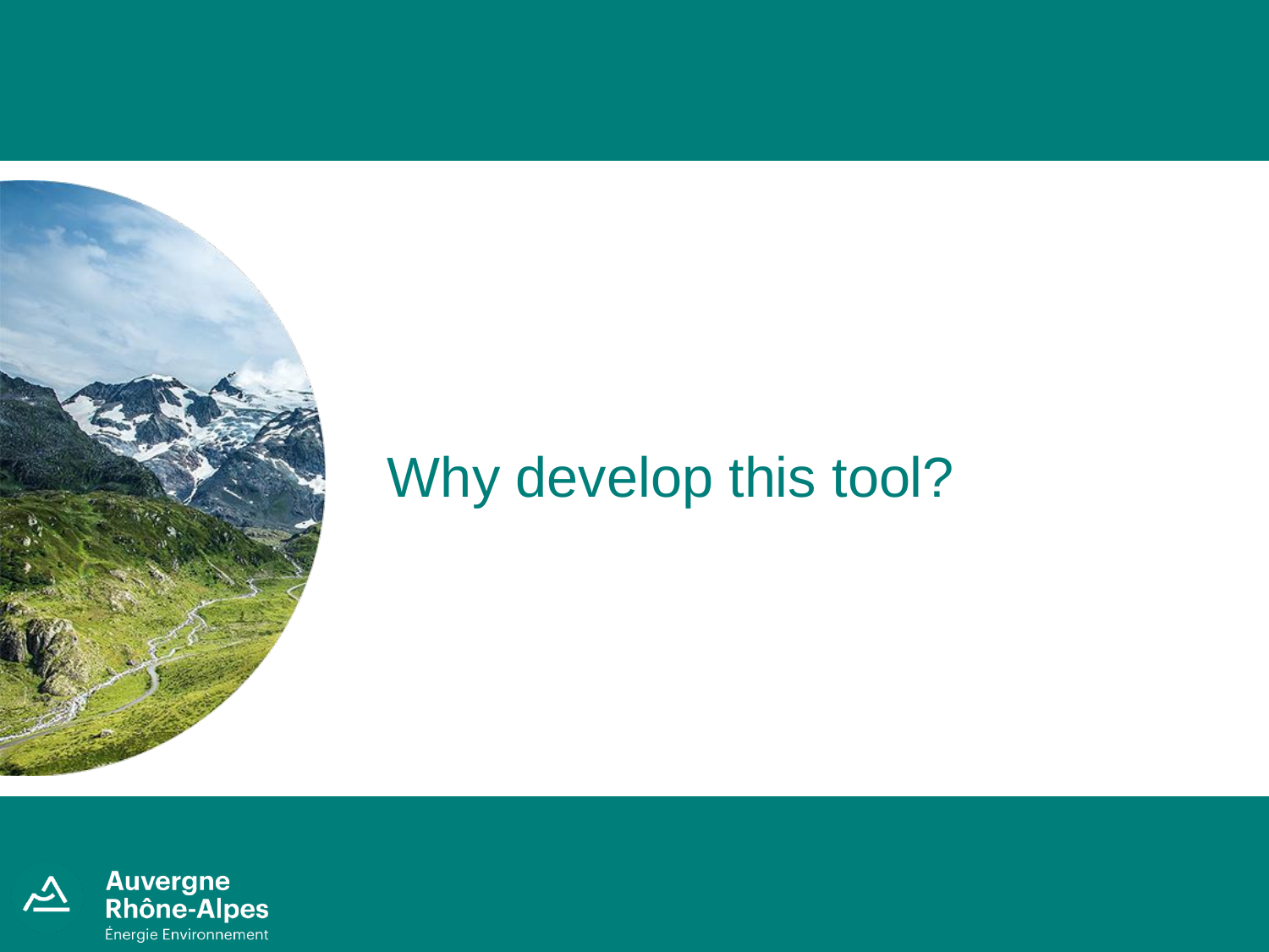# Why develop this tool?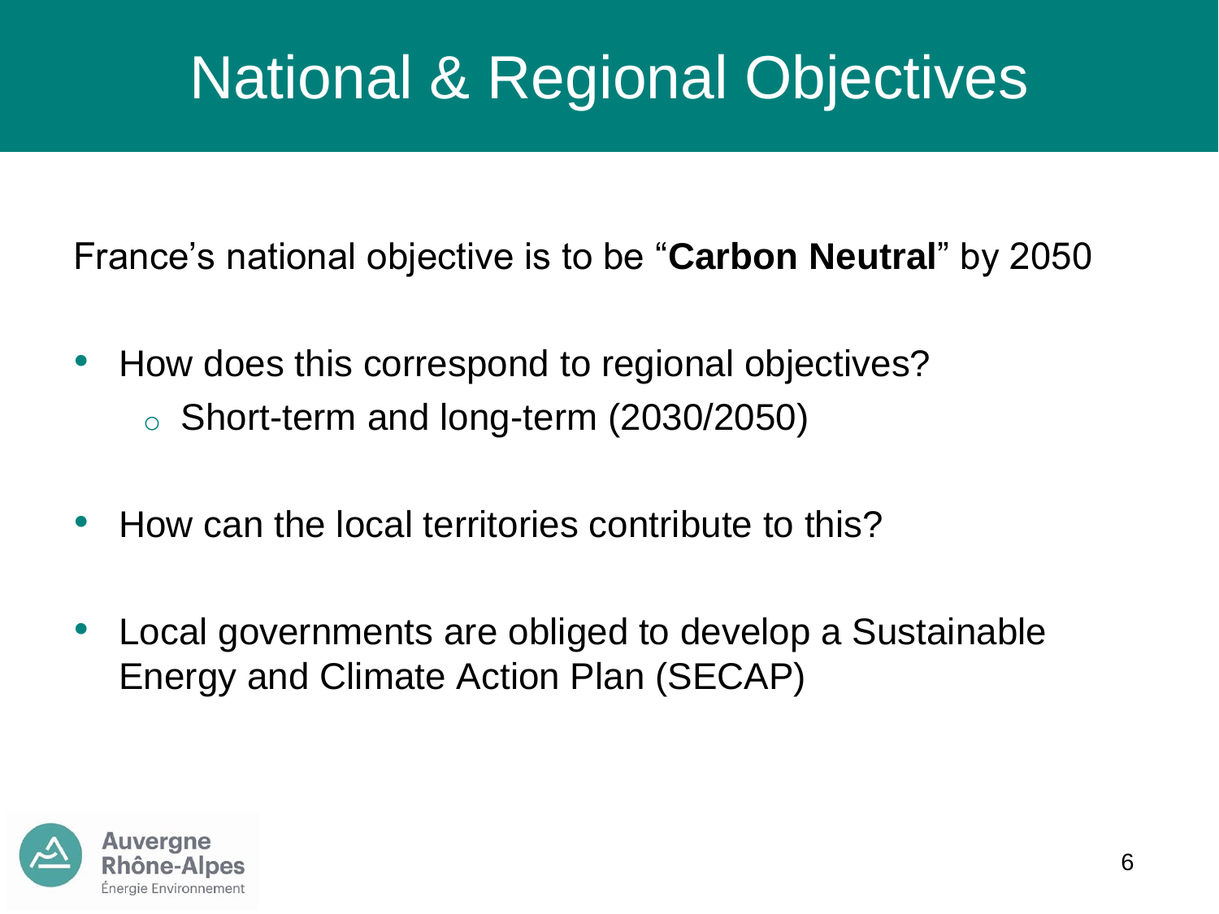# National & Regional Objectives

France's national objective is to be "**Carbon Neutral**" by 2050

- How does this correspond to regional objectives?
  - Short-term and long-term (2030/2050)

- How can the local territories contribute to this?

- Local governments are obliged to develop a Sustainable Energy and Climate Action Plan (SECAP)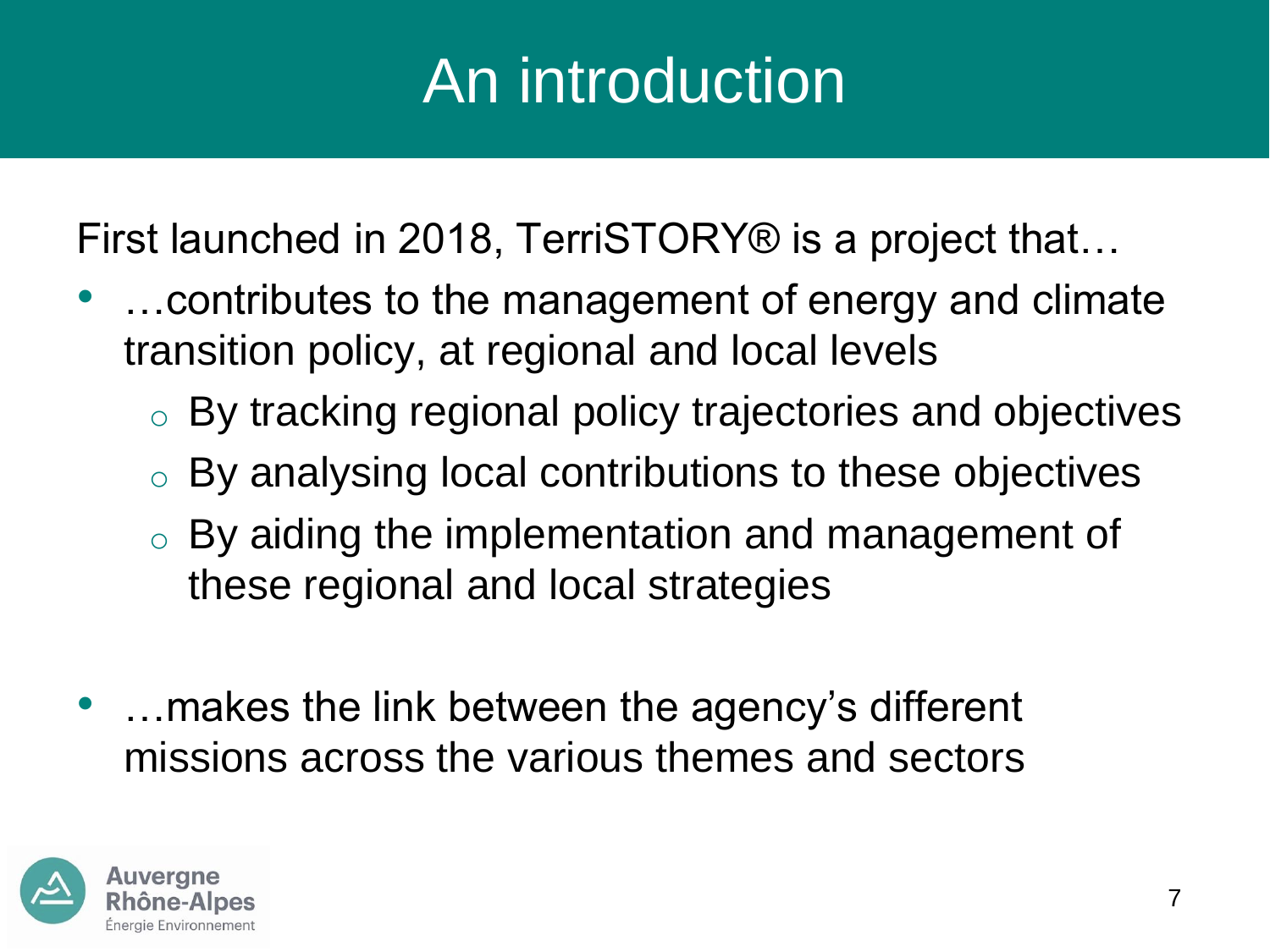# An introduction

First launched in 2018, TerriSTORY® is a project that…

- …contributes to the management of energy and climate transition policy, at regional and local levels
  - By tracking regional policy trajectories and objectives
  - By analysing local contributions to these objectives
  - By aiding the implementation and management of these regional and local strategies

- …makes the link between the agency's different missions across the various themes and sectors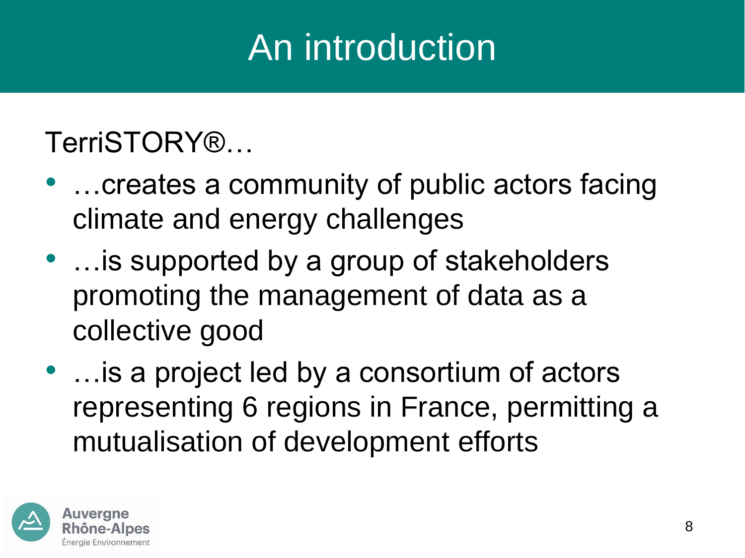# An introduction

TerriSTORY®…

- …creates a community of public actors facing climate and energy challenges
- …is supported by a group of stakeholders promoting the management of data as a collective good
- …is a project led by a consortium of actors representing 6 regions in France, permitting a mutualisation of development efforts

Auvergne Rhône-Alpes Énergie Environnement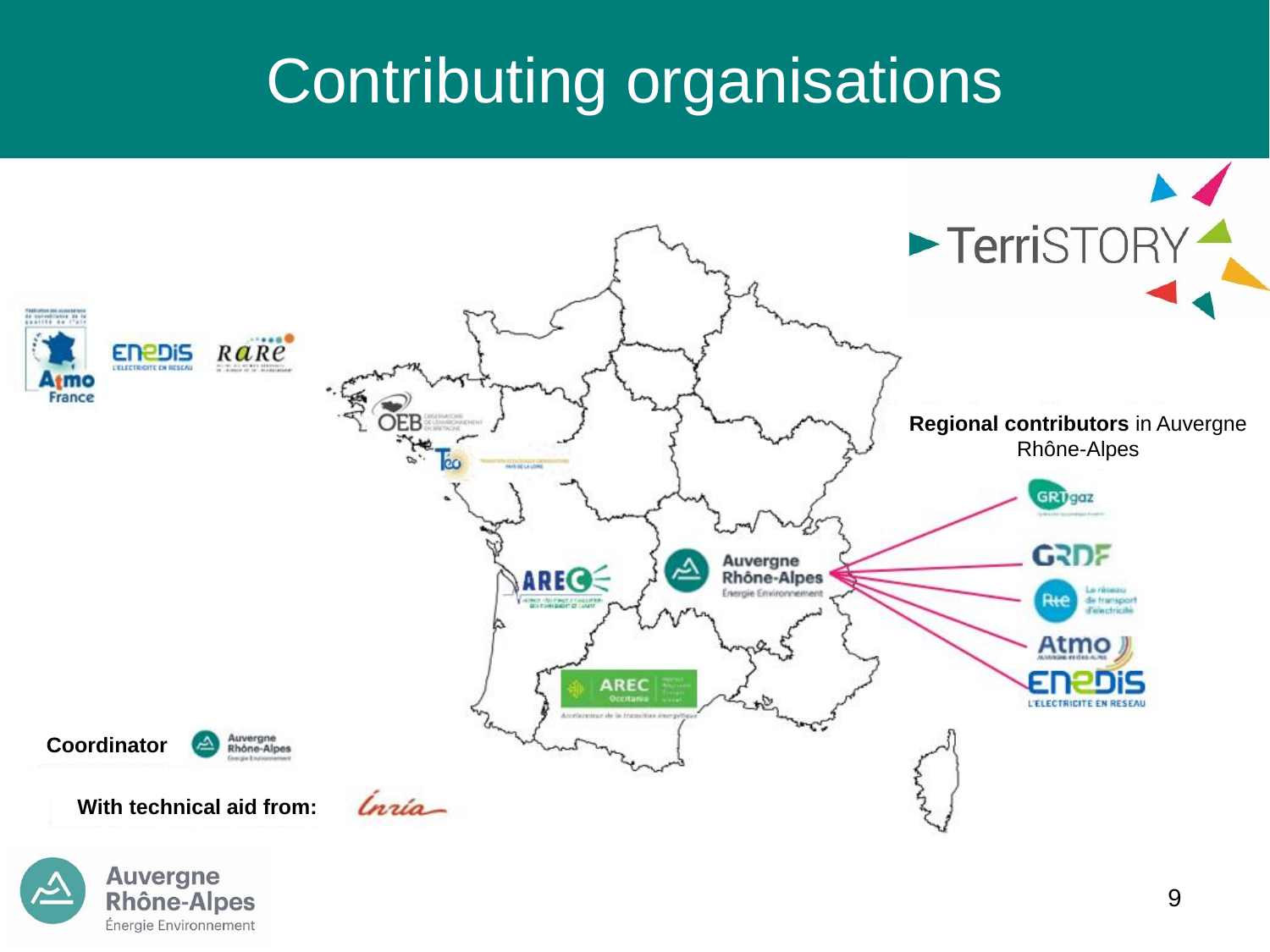# Contributing organisations

**Regional contributors** in Auvergne Rhône-Alpes

**Coordinator**

**With technical aid from:**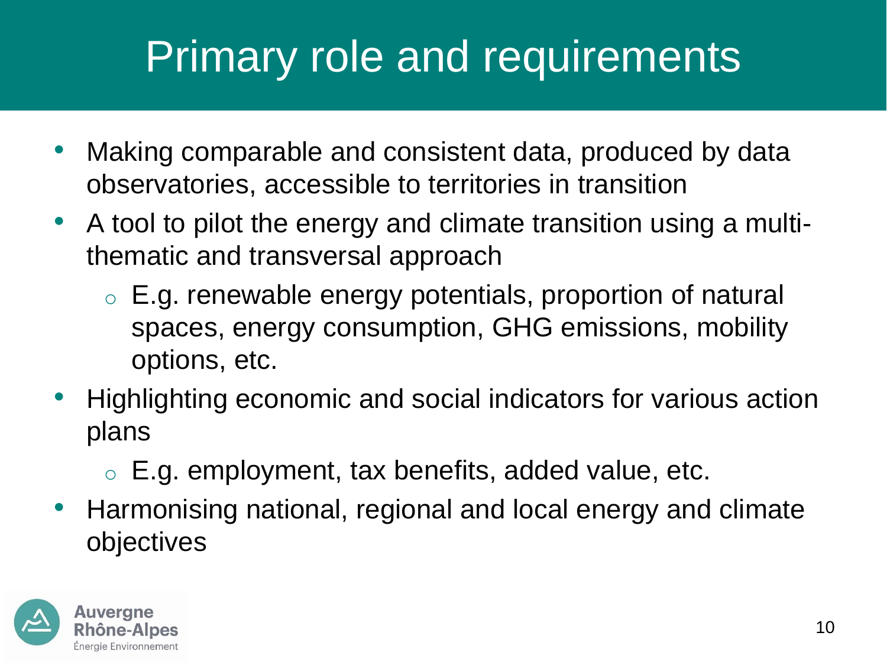# Primary role and requirements

- Making comparable and consistent data, produced by data observatories, accessible to territories in transition
- A tool to pilot the energy and climate transition using a multi-thematic and transversal approach
  - E.g. renewable energy potentials, proportion of natural spaces, energy consumption, GHG emissions, mobility options, etc.
- Highlighting economic and social indicators for various action plans
  - E.g. employment, tax benefits, added value, etc.
- Harmonising national, regional and local energy and climate objectives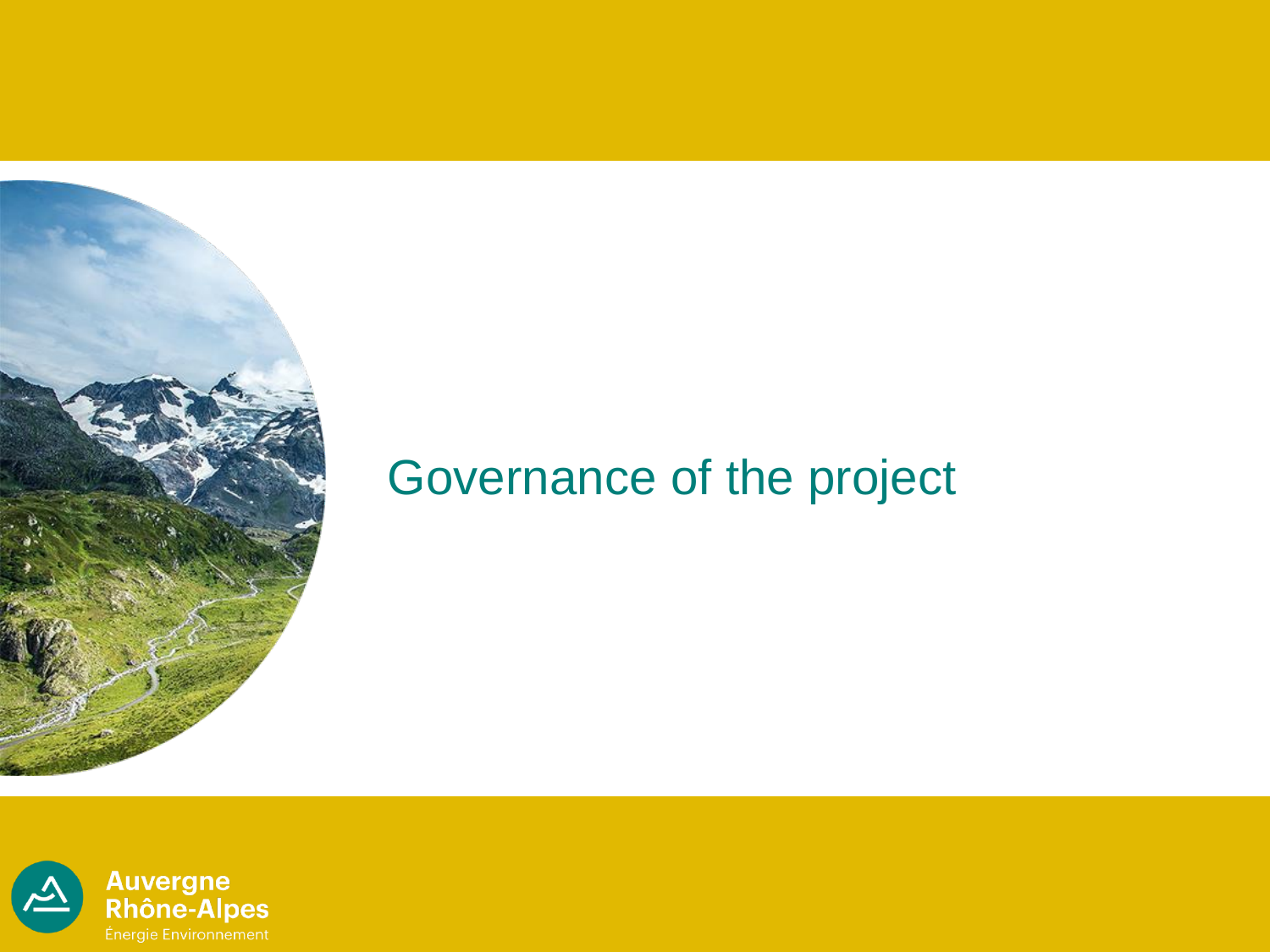# Governance of the project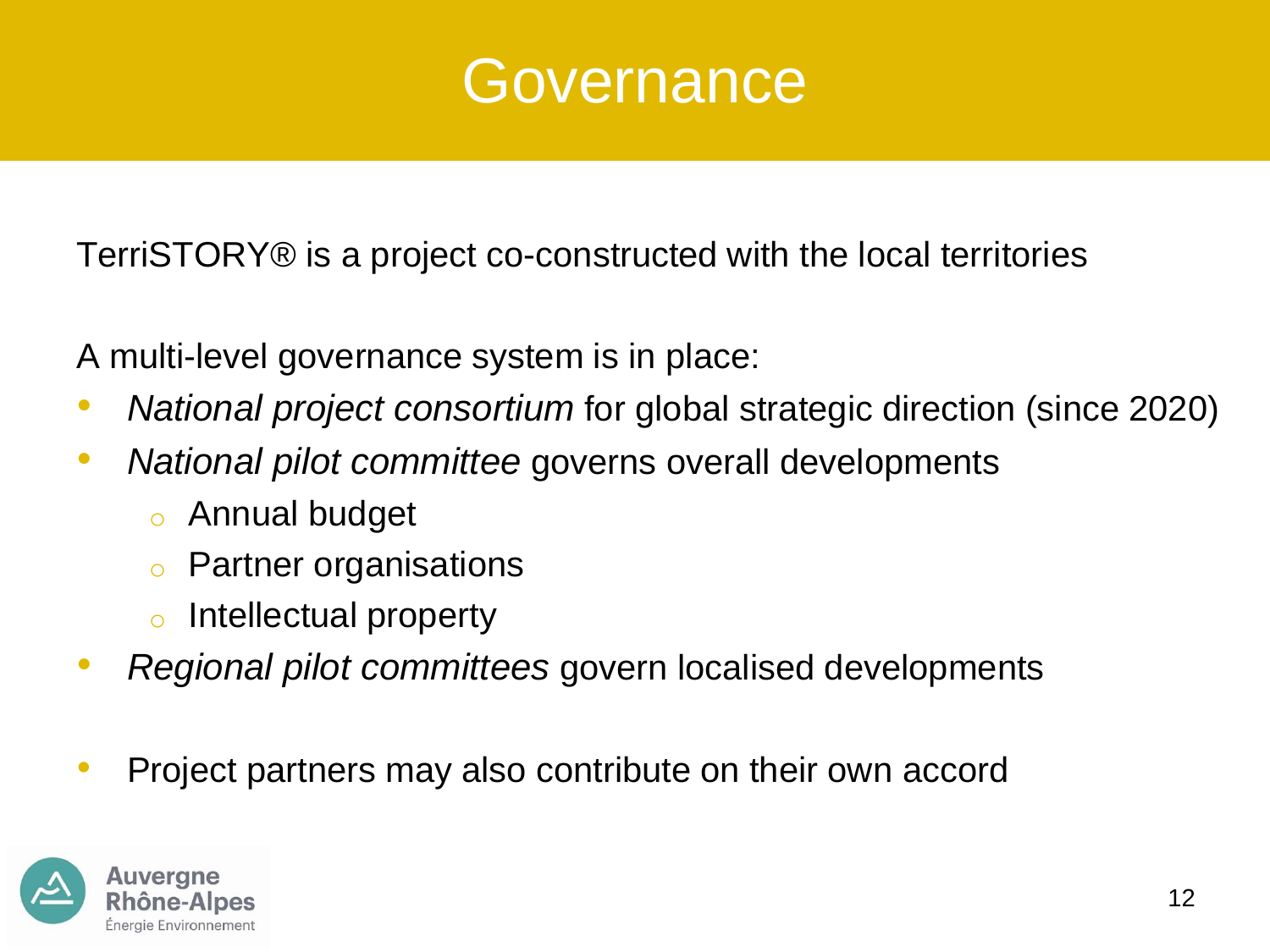# Governance

TerriSTORY® is a project co-constructed with the local territories

A multi-level governance system is in place:

- *National project consortium* for global strategic direction (since 2020)
- *National pilot committee* governs overall developments
  - Annual budget
  - Partner organisations
  - Intellectual property
- *Regional pilot committees* govern localised developments

- Project partners may also contribute on their own accord

Auvergne Rhône-Alpes Énergie Environnement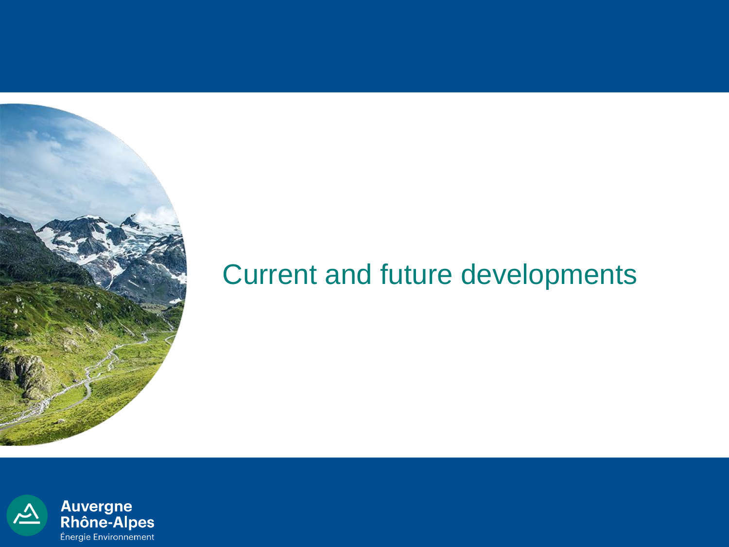# Current and future developments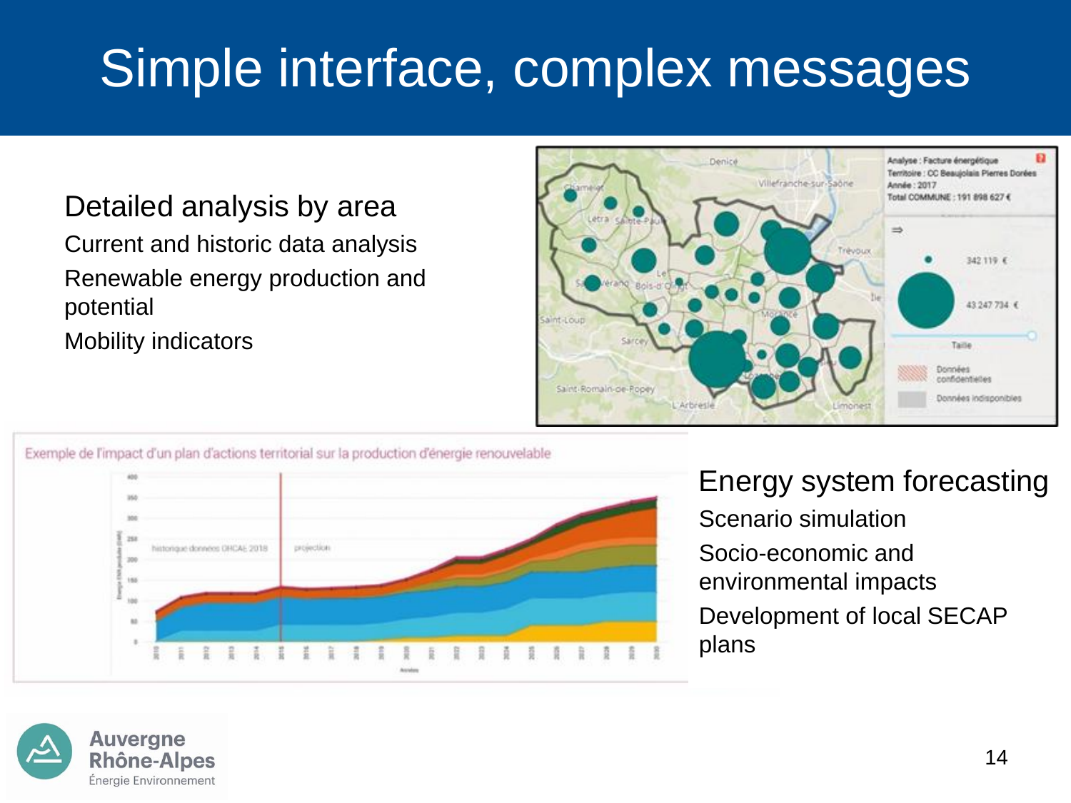# Simple interface, complex messages

## Detailed analysis by area

- Current and historic data analysis
- Renewable energy production and potential
- Mobility indicators

## Energy system forecasting

- Scenario simulation
- Socio-economic and environmental impacts
- Development of local SECAP plans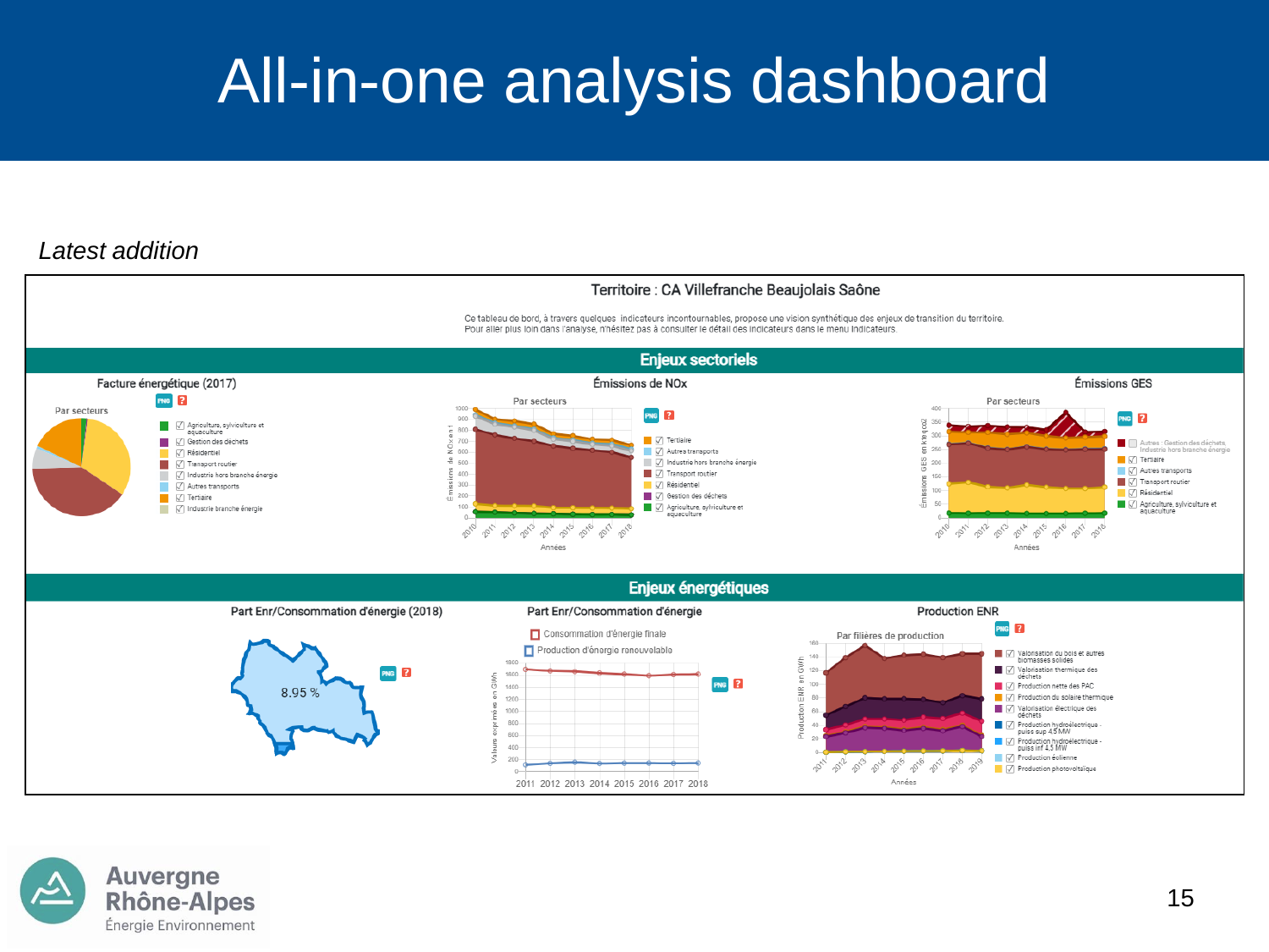# All-in-one analysis dashboard

*Latest addition*

### Territoire : CA Villefranche Beaujolais Saône

Ce tableau de bord, à travers quelques indicateurs incontournables, propose une vision synthétique des enjeux de transition du territoire.
Pour aller plus loin dans l'analyse, n'hésitez pas à consulter le détail des indicateurs dans le menu Indicateurs.

## Enjeux sectoriels

**Facture énergétique (2017)**

Par secteurs

- Agriculture, sylviculture et aquaculture
- Gestion des déchets
- Résidentiel
- Transport routier
- Industrie hors branche énergie
- Autres transports
- Tertiaire
- Industrie branche énergie

**Émissions de NOx**

Par secteurs

- Tertiaire
- Autres transports
- Industrie hors branche énergie
- Transport routier
- Résidentiel
- Gestion des déchets
- Agriculture, sylviculture et aquaculture

**Émissions GES**

Par secteurs

- Autres : Gestion des déchets, Industrie hors branche énergie
- Tertiaire
- Autres transports
- Transport routier
- Résidentiel
- Agriculture, sylviculture et aquaculture

## Enjeux énergétiques

**Part Enr/Consommation d'énergie (2018)**

8.95 %

**Part Enr/Consommation d'énergie**

- Consommation d'énergie finale
- Production d'énergie renouvelable

**Production ENR**

Par filières de production

- Valorisation du bois et autres biomasses solides
- Valorisation thermique des déchets
- Production nette des PAC
- Production du solaire thermique
- Valorisation électrique des déchets
- Production hydroélectrique - puiss sup 4,5 MW
- Production hydroélectrique - puiss inf 4,5 MW
- Production éolienne
- Production photovoltaïque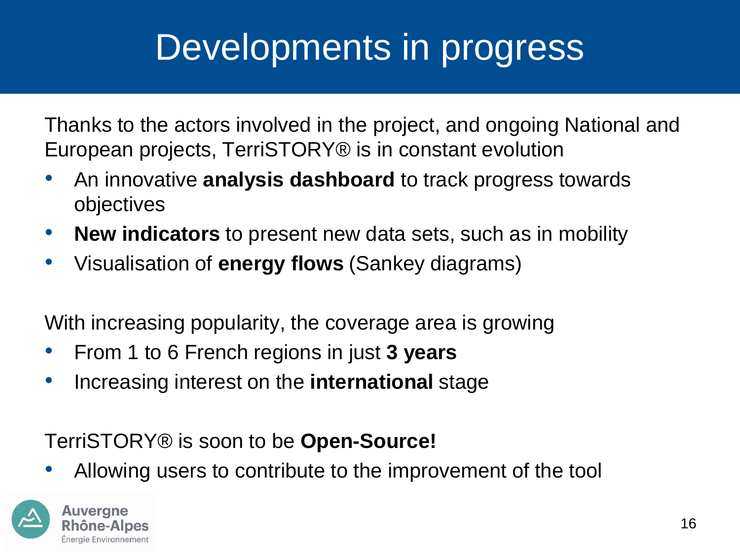# Developments in progress

Thanks to the actors involved in the project, and ongoing National and European projects, TerriSTORY® is in constant evolution

- An innovative **analysis dashboard** to track progress towards objectives
- **New indicators** to present new data sets, such as in mobility
- Visualisation of **energy flows** (Sankey diagrams)

With increasing popularity, the coverage area is growing

- From 1 to 6 French regions in just **3 years**
- Increasing interest on the **international** stage

TerriSTORY® is soon to be **Open-Source!**

- Allowing users to contribute to the improvement of the tool

Auvergne Rhône-Alpes Énergie Environnement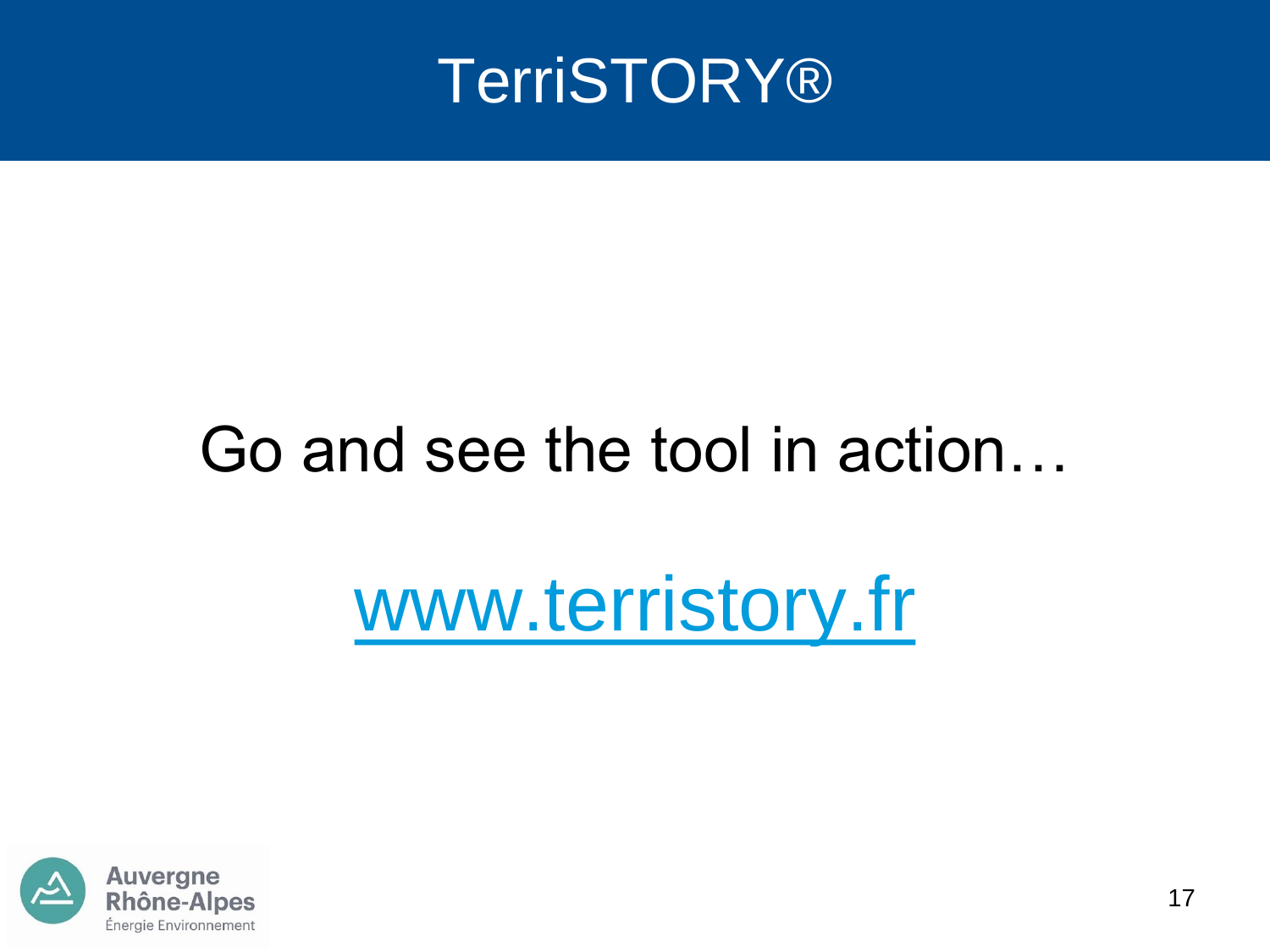# TerriSTORY®

Go and see the tool in action…

[www.terristory.fr](http://www.terristory.fr)

Auvergne Rhône-Alpes Énergie Environnement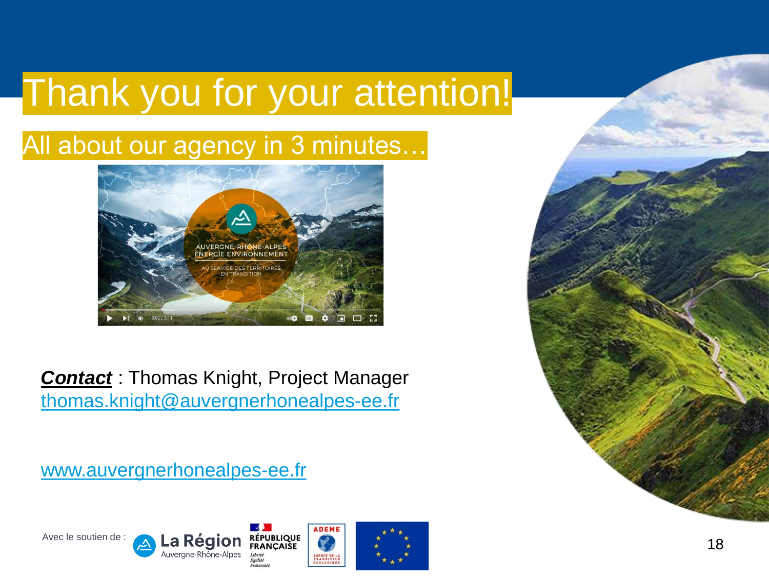# Thank you for your attention!

## All about our agency in 3 minutes…

***Contact*** : Thomas Knight, Project Manager
thomas.knight@auvergnerhonealpes-ee.fr

www.auvergnerhonealpes-ee.fr

Avec le soutien de :